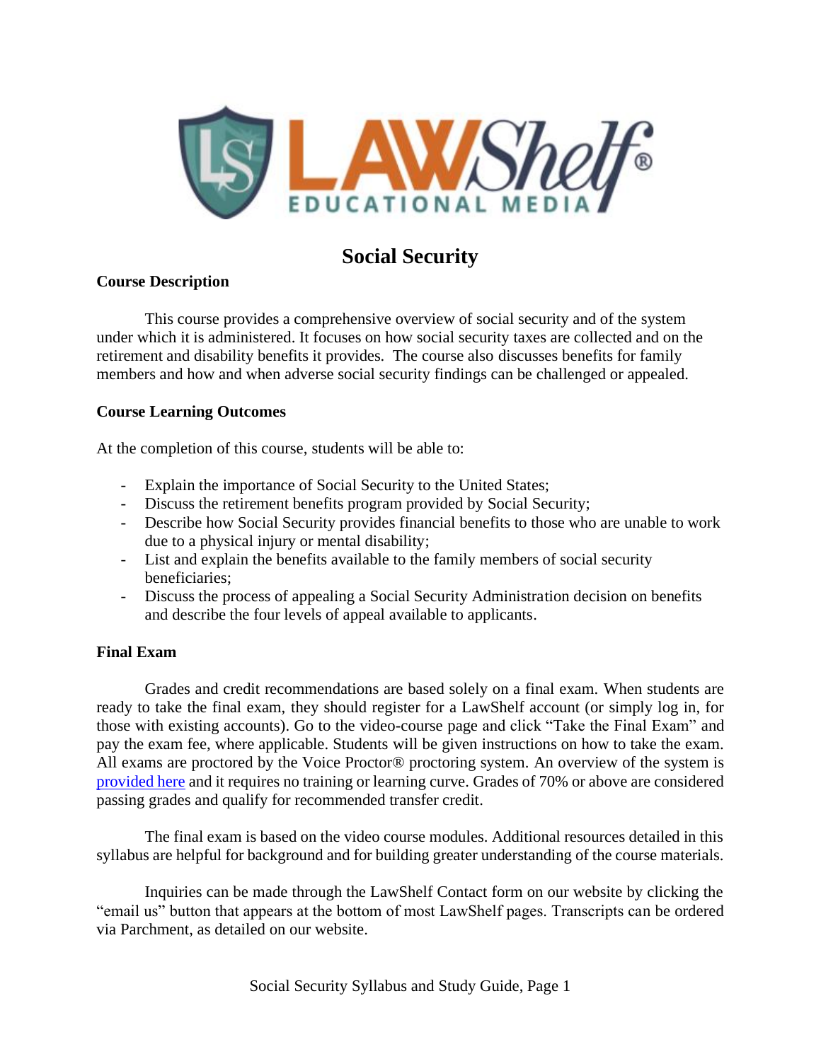# Social Security

## Course Description

This course provides a comprehensive overview of social security and of the system under which it is administered. It focuses on how social security taxes are collected and on the retirement and disability benefits it provides. The course also discusses benefits for family members and how and when adverse social security findings can be challenged or appealed.

## Course Learning Outcomes

At the completion of this course, students will be able to:

- Explain the importance of Social Security to the United States;
- Discuss the retirement benefits program provided by Social Security;
- Describe how Social Security provides financial benefits to those who are unable to work due to a physical injury or mental disability;
- List and explain the benefits available to the family members of social security beneficiaries;
- Discuss the process of appealing a Social Security Administration decision on benefits and describe the four levels of appeal available to applicants.

## Final Exam

Grades and credit recommendations are based solely on a final exam. When students are ready to take the final exam, they should register for a LawShelf account (or simply log in, for those with existing accounts). Go to the video-course page and click "Take the Final Exam" and pay the exam fee, where applicable. Students will be given instructions on how to take the exam. All exams are proctored by the Voice Proctor® proctoring system. An overview of the system is provided here and it requires no training or learning curve. Grades of 70% or above are considered passing grades and qualify for recommended transfer credit.

The final exam is based on the video course modules. Additional resources detailed in this syllabus are helpful for background and for building greater understanding of the course materials.

Inquiries can be made through the LawShelf Contact form on our website by clicking the "email us" button that appears at the bottom of most LawShelf pages. Transcripts can be ordered via Parchment, as detailed on our website.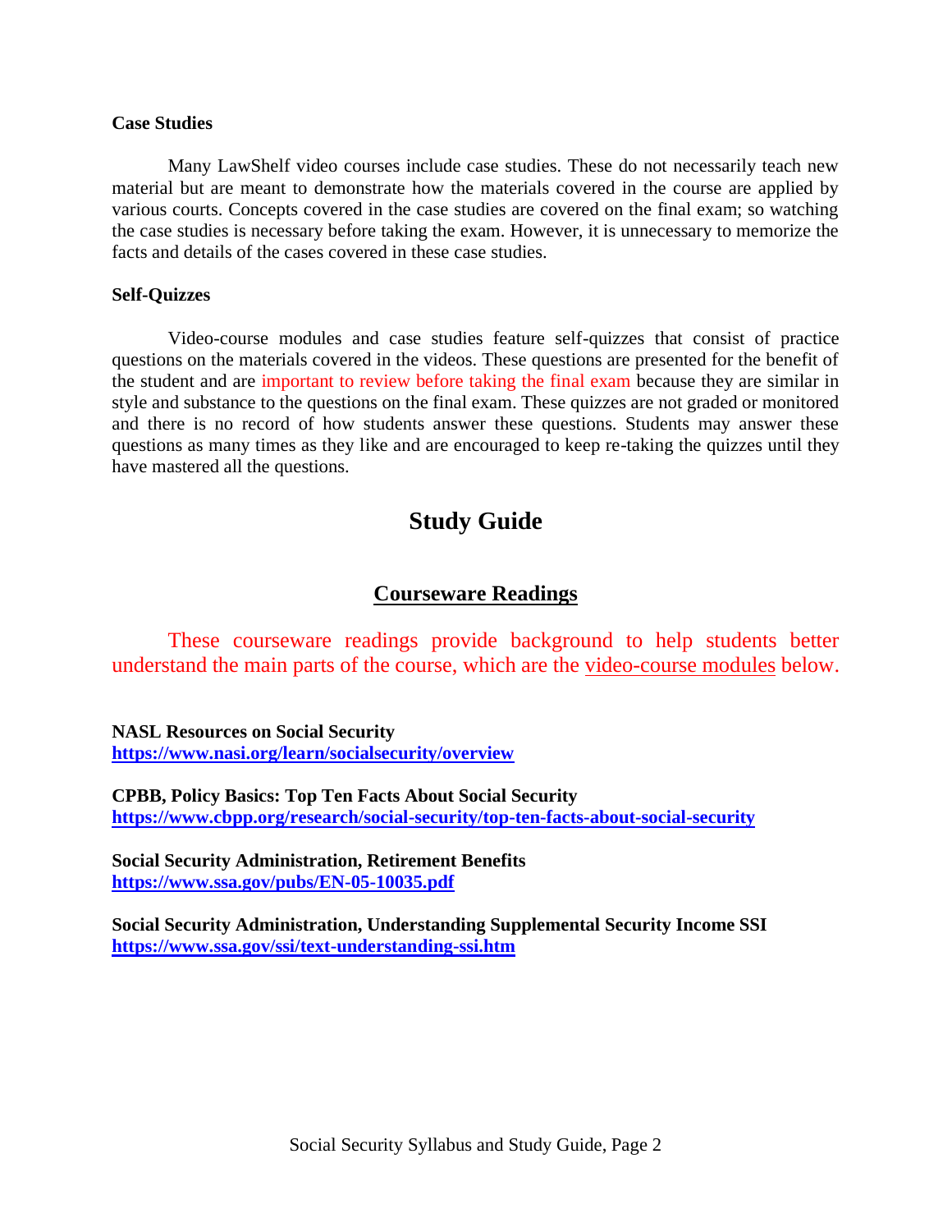**Case Studies**

Many LawShelf video courses include case studies. These do not necessarily teach new material but are meant to demonstrate how the materials covered in the course are applied by various courts. Concepts covered in the case studies are covered on the final exam; so watching the case studies is necessary before taking the exam. However, it is unnecessary to memorize the facts and details of the cases covered in these case studies.

**Self-Quizzes**

Video-course modules and case studies feature self-quizzes that consist of practice questions on the materials covered in the videos. These questions are presented for the benefit of the student and are important to review before taking the final exam because they are similar in style and substance to the questions on the final exam. These quizzes are not graded or monitored and there is no record of how students answer these questions. Students may answer these questions as many times as they like and are encouraged to keep re-taking the quizzes until they have mastered all the questions.

# Study Guide

## Courseware Readings

These courseware readings provide background to help students better understand the main parts of the course, which are the video-course modules below.

**NASL Resources on Social Security**
**https://www.nasi.org/learn/socialsecurity/overview**

**CPBB, Policy Basics: Top Ten Facts About Social Security**
**https://www.cbpp.org/research/social-security/top-ten-facts-about-social-security**

**Social Security Administration, Retirement Benefits**
**https://www.ssa.gov/pubs/EN-05-10035.pdf**

**Social Security Administration, Understanding Supplemental Security Income SSI**
**https://www.ssa.gov/ssi/text-understanding-ssi.htm**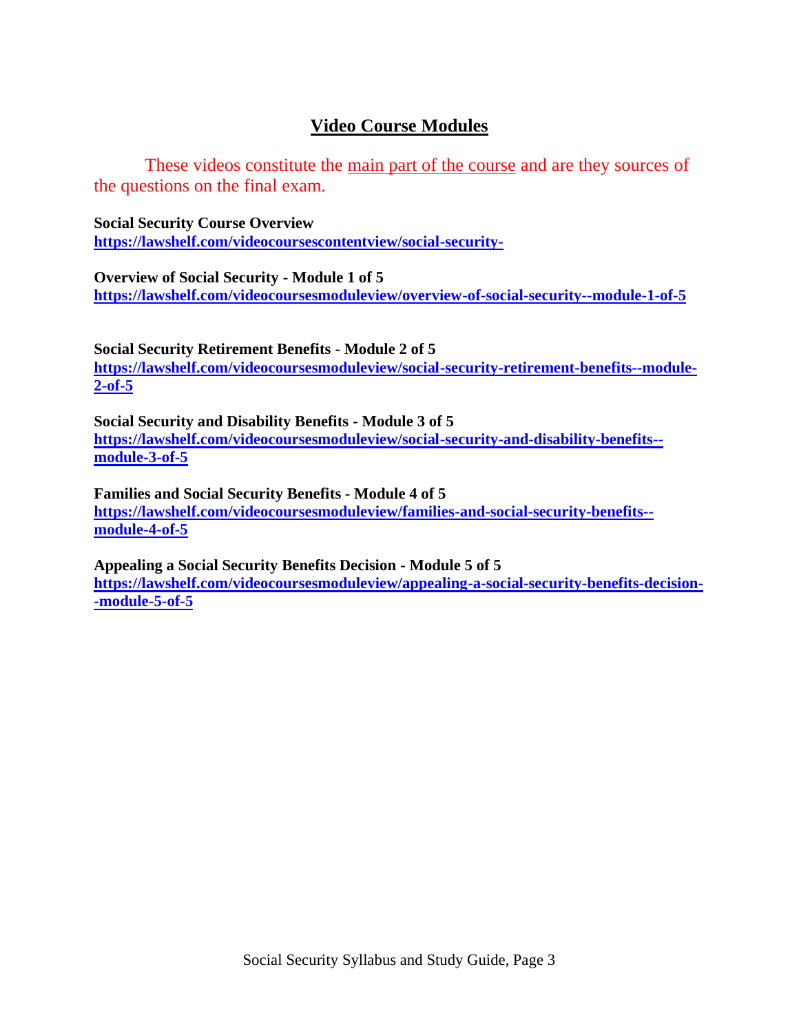## Video Course Modules

These videos constitute the main part of the course and are they sources of the questions on the final exam.

**Social Security Course Overview**
**https://lawshelf.com/videocoursescontentview/social-security-**

**Overview of Social Security - Module 1 of 5**
**https://lawshelf.com/videocoursesmoduleview/overview-of-social-security--module-1-of-5**

**Social Security Retirement Benefits - Module 2 of 5**
**https://lawshelf.com/videocoursesmoduleview/social-security-retirement-benefits--module-2-of-5**

**Social Security and Disability Benefits - Module 3 of 5**
**https://lawshelf.com/videocoursesmoduleview/social-security-and-disability-benefits--module-3-of-5**

**Families and Social Security Benefits - Module 4 of 5**
**https://lawshelf.com/videocoursesmoduleview/families-and-social-security-benefits--module-4-of-5**

**Appealing a Social Security Benefits Decision - Module 5 of 5**
**https://lawshelf.com/videocoursesmoduleview/appealing-a-social-security-benefits-decision--module-5-of-5**